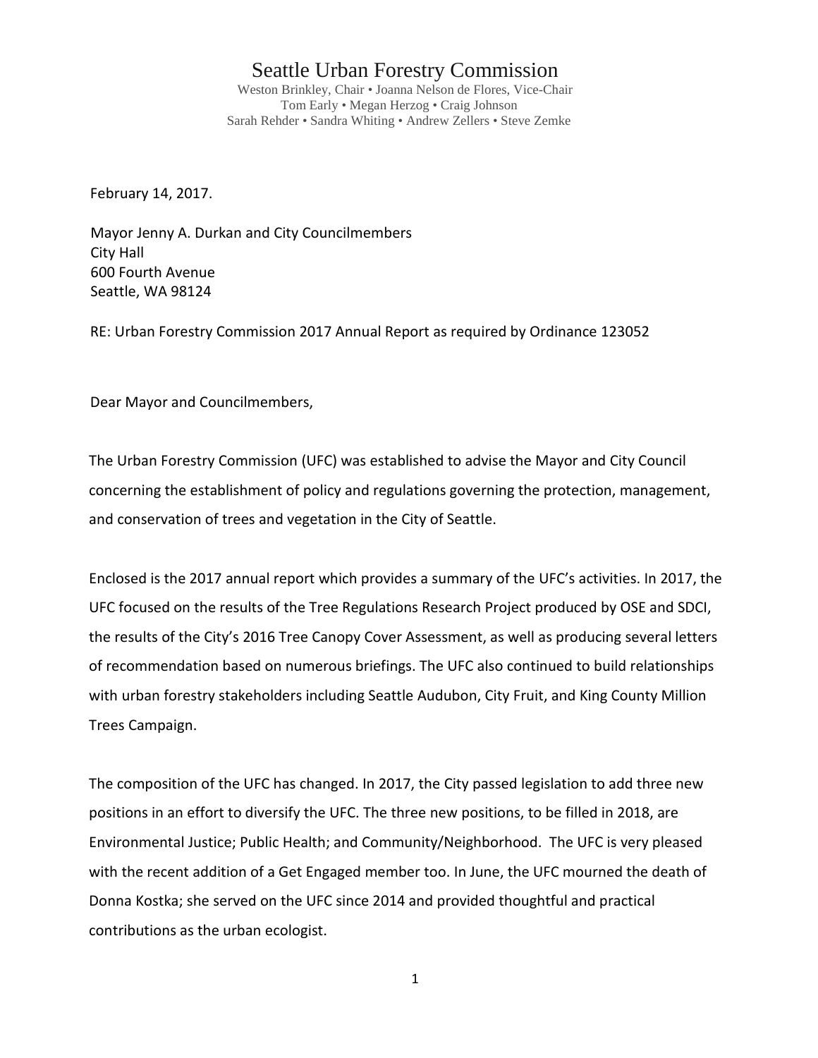# Seattle Urban Forestry Commission

Weston Brinkley, Chair • Joanna Nelson de Flores, Vice-Chair
Tom Early • Megan Herzog • Craig Johnson
Sarah Rehder • Sandra Whiting • Andrew Zellers • Steve Zemke

February 14, 2017.

Mayor Jenny A. Durkan and City Councilmembers
City Hall
600 Fourth Avenue
Seattle, WA 98124

RE: Urban Forestry Commission 2017 Annual Report as required by Ordinance 123052

Dear Mayor and Councilmembers,

The Urban Forestry Commission (UFC) was established to advise the Mayor and City Council concerning the establishment of policy and regulations governing the protection, management, and conservation of trees and vegetation in the City of Seattle.

Enclosed is the 2017 annual report which provides a summary of the UFC's activities. In 2017, the UFC focused on the results of the Tree Regulations Research Project produced by OSE and SDCI, the results of the City's 2016 Tree Canopy Cover Assessment, as well as producing several letters of recommendation based on numerous briefings. The UFC also continued to build relationships with urban forestry stakeholders including Seattle Audubon, City Fruit, and King County Million Trees Campaign.

The composition of the UFC has changed. In 2017, the City passed legislation to add three new positions in an effort to diversify the UFC. The three new positions, to be filled in 2018, are Environmental Justice; Public Health; and Community/Neighborhood. The UFC is very pleased with the recent addition of a Get Engaged member too. In June, the UFC mourned the death of Donna Kostka; she served on the UFC since 2014 and provided thoughtful and practical contributions as the urban ecologist.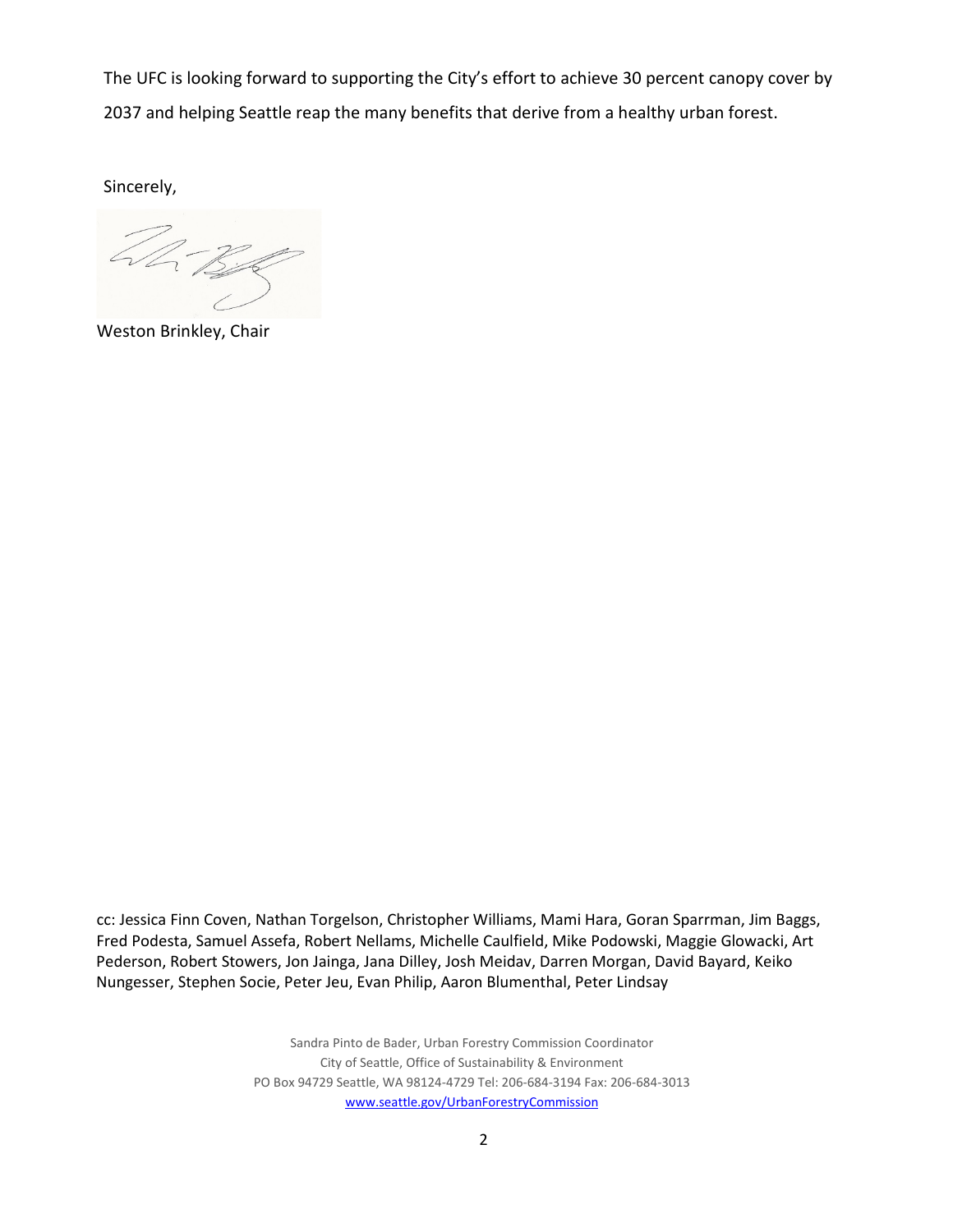The UFC is looking forward to supporting the City's effort to achieve 30 percent canopy cover by 2037 and helping Seattle reap the many benefits that derive from a healthy urban forest.

Sincerely,

Weston Brinkley, Chair

cc: Jessica Finn Coven, Nathan Torgelson, Christopher Williams, Mami Hara, Goran Sparrman, Jim Baggs, Fred Podesta, Samuel Assefa, Robert Nellams, Michelle Caulfield, Mike Podowski, Maggie Glowacki, Art Pederson, Robert Stowers, Jon Jainga, Jana Dilley, Josh Meidav, Darren Morgan, David Bayard, Keiko Nungesser, Stephen Socie, Peter Jeu, Evan Philip, Aaron Blumenthal, Peter Lindsay

Sandra Pinto de Bader, Urban Forestry Commission Coordinator
City of Seattle, Office of Sustainability & Environment
PO Box 94729 Seattle, WA 98124-4729 Tel: 206-684-3194 Fax: 206-684-3013
www.seattle.gov/UrbanForestryCommission